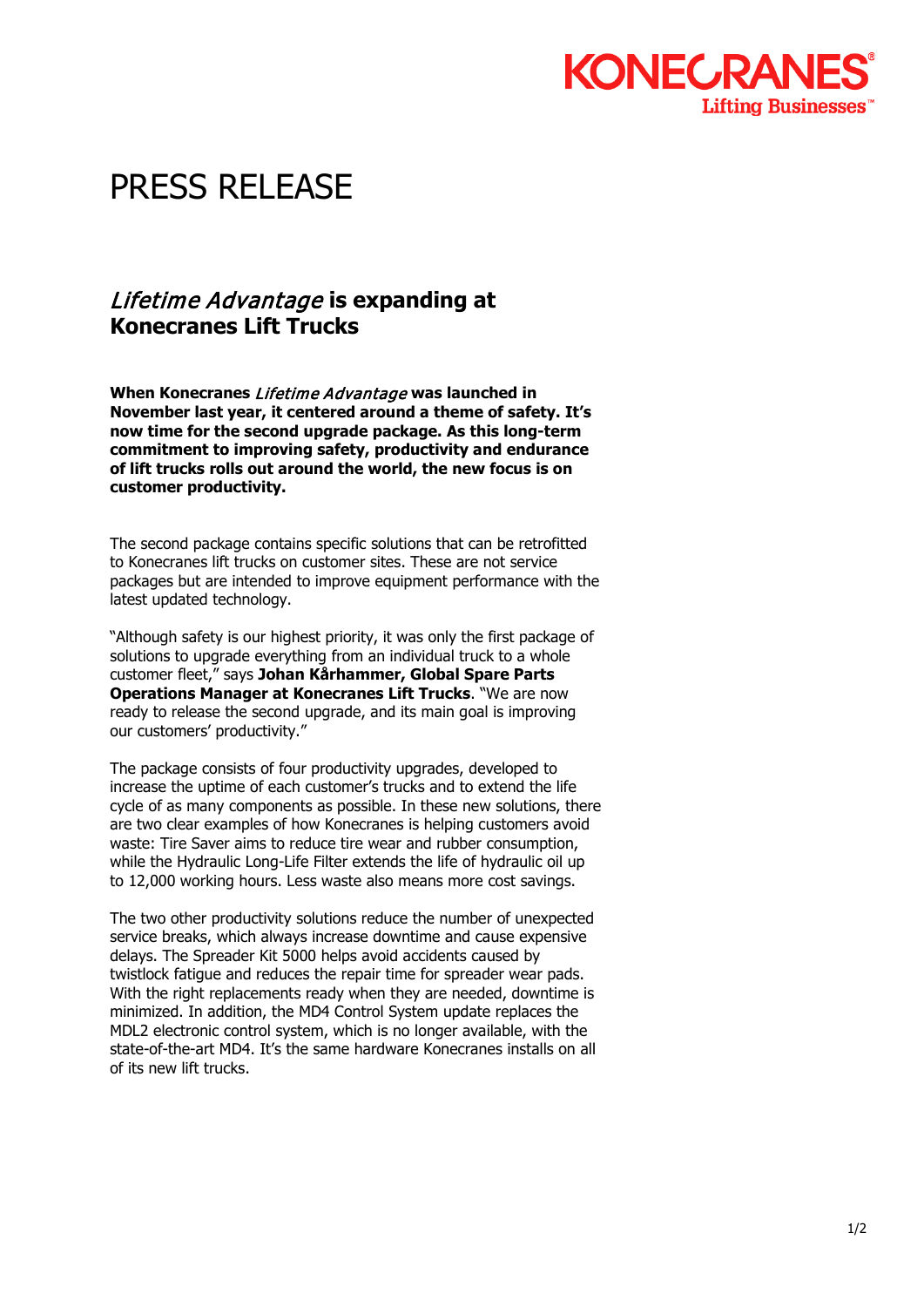# PRESS RELEASE

## *Lifetime Advantage* is expanding at Konecranes Lift Trucks

**When Konecranes *Lifetime Advantage* was launched in November last year, it centered around a theme of safety. It's now time for the second upgrade package. As this long-term commitment to improving safety, productivity and endurance of lift trucks rolls out around the world, the new focus is on customer productivity.**

The second package contains specific solutions that can be retrofitted to Konecranes lift trucks on customer sites. These are not service packages but are intended to improve equipment performance with the latest updated technology.

"Although safety is our highest priority, it was only the first package of solutions to upgrade everything from an individual truck to a whole customer fleet," says **Johan Kårhammer, Global Spare Parts Operations Manager at Konecranes Lift Trucks**. "We are now ready to release the second upgrade, and its main goal is improving our customers' productivity."

The package consists of four productivity upgrades, developed to increase the uptime of each customer's trucks and to extend the life cycle of as many components as possible. In these new solutions, there are two clear examples of how Konecranes is helping customers avoid waste: Tire Saver aims to reduce tire wear and rubber consumption, while the Hydraulic Long-Life Filter extends the life of hydraulic oil up to 12,000 working hours. Less waste also means more cost savings.

The two other productivity solutions reduce the number of unexpected service breaks, which always increase downtime and cause expensive delays. The Spreader Kit 5000 helps avoid accidents caused by twistlock fatigue and reduces the repair time for spreader wear pads. With the right replacements ready when they are needed, downtime is minimized. In addition, the MD4 Control System update replaces the MDL2 electronic control system, which is no longer available, with the state-of-the-art MD4. It's the same hardware Konecranes installs on all of its new lift trucks.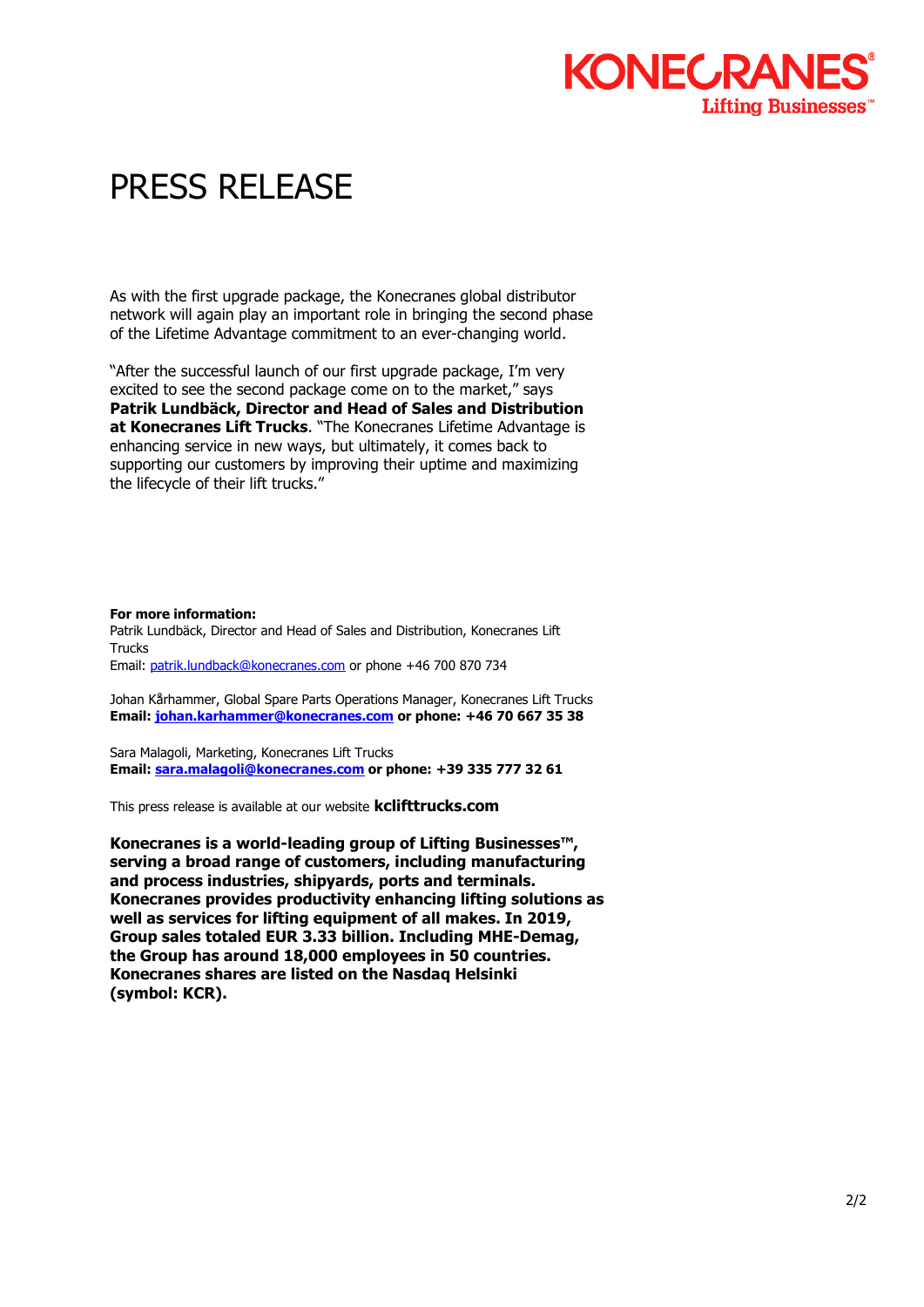# PRESS RELEASE

As with the first upgrade package, the Konecranes global distributor network will again play an important role in bringing the second phase of the Lifetime Advantage commitment to an ever-changing world.

"After the successful launch of our first upgrade package, I'm very excited to see the second package come on to the market," says **Patrik Lundbäck, Director and Head of Sales and Distribution at Konecranes Lift Trucks**. "The Konecranes Lifetime Advantage is enhancing service in new ways, but ultimately, it comes back to supporting our customers by improving their uptime and maximizing the lifecycle of their lift trucks."

**For more information:**
Patrik Lundbäck, Director and Head of Sales and Distribution, Konecranes Lift Trucks
Email: patrik.lundback@konecranes.com or phone +46 700 870 734

Johan Kårhammer, Global Spare Parts Operations Manager, Konecranes Lift Trucks
**Email: johan.karhammer@konecranes.com or phone: +46 70 667 35 38**

Sara Malagoli, Marketing, Konecranes Lift Trucks
**Email: sara.malagoli@konecranes.com or phone: +39 335 777 32 61**

This press release is available at our website **kclifttrucks.com**

**Konecranes is a world-leading group of Lifting Businesses™, serving a broad range of customers, including manufacturing and process industries, shipyards, ports and terminals. Konecranes provides productivity enhancing lifting solutions as well as services for lifting equipment of all makes. In 2019, Group sales totaled EUR 3.33 billion. Including MHE-Demag, the Group has around 18,000 employees in 50 countries. Konecranes shares are listed on the Nasdaq Helsinki (symbol: KCR).**